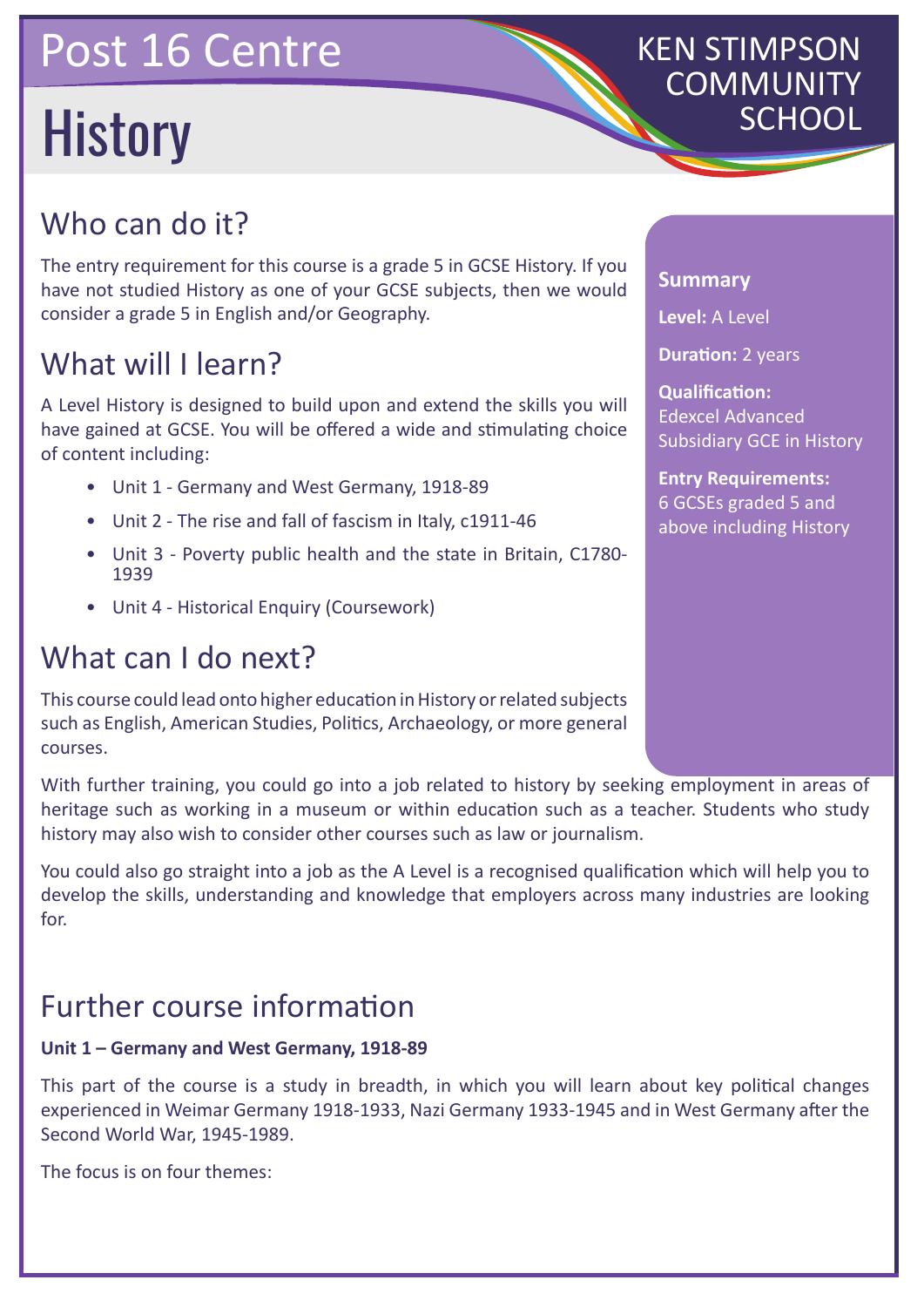# Post 16 Centre

# History

KEN STIMPSON COMMUNITY SCHOOL

## Who can do it?

The entry requirement for this course is a grade 5 in GCSE History. If you have not studied History as one of your GCSE subjects, then we would consider a grade 5 in English and/or Geography.

## What will I learn?

A Level History is designed to build upon and extend the skills you will have gained at GCSE. You will be offered a wide and stimulating choice of content including:

- Unit 1 - Germany and West Germany, 1918-89
- Unit 2 - The rise and fall of fascism in Italy, c1911-46
- Unit 3 - Poverty public health and the state in Britain, C1780-1939
- Unit 4 - Historical Enquiry (Coursework)

## What can I do next?

This course could lead onto higher education in History or related subjects such as English, American Studies, Politics, Archaeology, or more general courses.

With further training, you could go into a job related to history by seeking employment in areas of heritage such as working in a museum or within education such as a teacher. Students who study history may also wish to consider other courses such as law or journalism.

You could also go straight into a job as the A Level is a recognised qualification which will help you to develop the skills, understanding and knowledge that employers across many industries are looking for.

### Summary

**Level:** A Level

**Duration:** 2 years

**Qualification:** Edexcel Advanced Subsidiary GCE in History

**Entry Requirements:** 6 GCSEs graded 5 and above including History

## Further course information

**Unit 1 – Germany and West Germany, 1918-89**

This part of the course is a study in breadth, in which you will learn about key political changes experienced in Weimar Germany 1918-1933, Nazi Germany 1933-1945 and in West Germany after the Second World War, 1945-1989.

The focus is on four themes: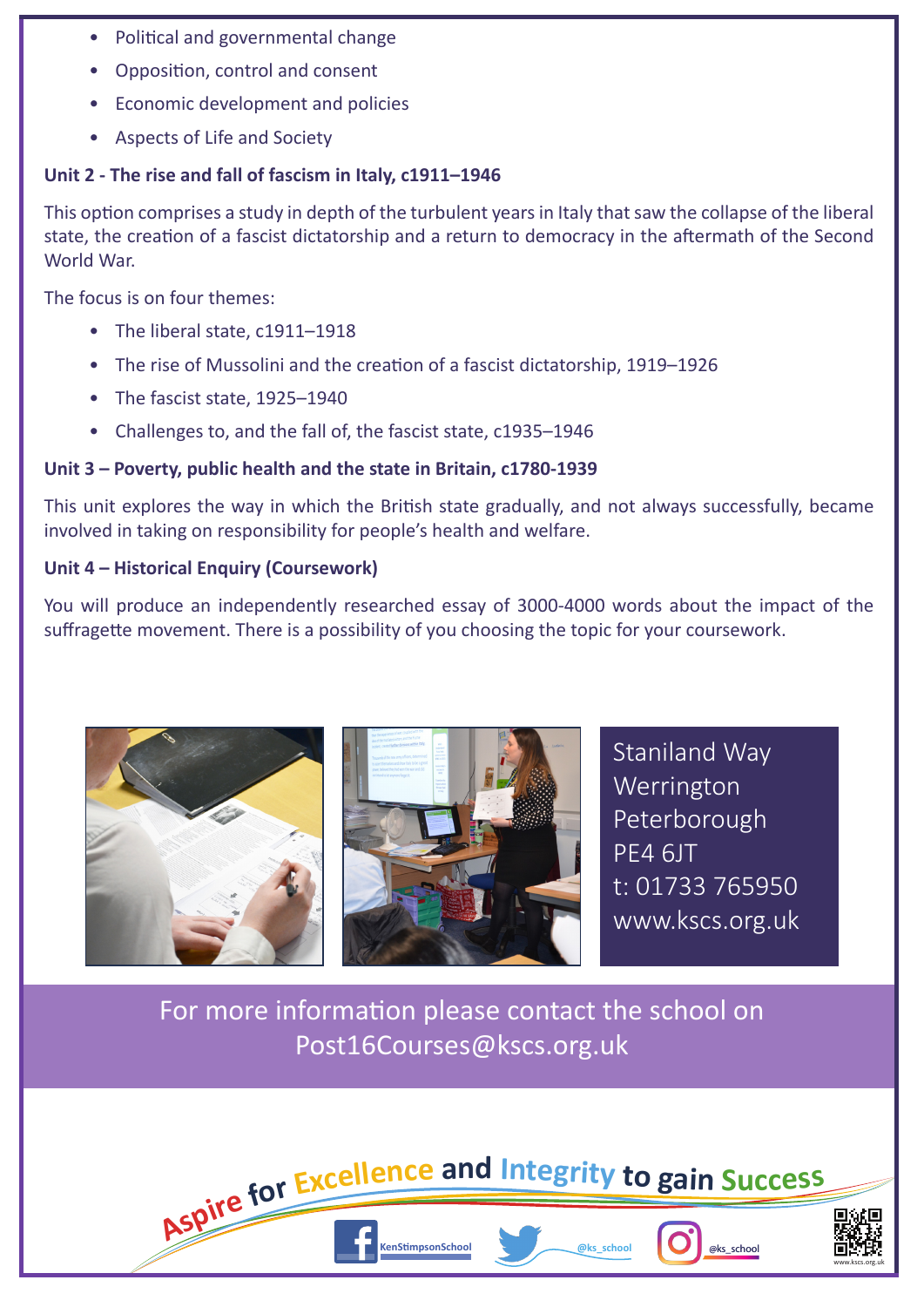- Political and governmental change
- Opposition, control and consent
- Economic development and policies
- Aspects of Life and Society

### Unit 2 - The rise and fall of fascism in Italy, c1911–1946

This option comprises a study in depth of the turbulent years in Italy that saw the collapse of the liberal state, the creation of a fascist dictatorship and a return to democracy in the aftermath of the Second World War.

The focus is on four themes:

- The liberal state, c1911–1918
- The rise of Mussolini and the creation of a fascist dictatorship, 1919–1926
- The fascist state, 1925–1940
- Challenges to, and the fall of, the fascist state, c1935–1946

### Unit 3 – Poverty, public health and the state in Britain, c1780-1939

This unit explores the way in which the British state gradually, and not always successfully, became involved in taking on responsibility for people's health and welfare.

### Unit 4 – Historical Enquiry (Coursework)

You will produce an independently researched essay of 3000-4000 words about the impact of the suffragette movement. There is a possibility of you choosing the topic for your coursework.

Staniland Way
Werrington
Peterborough
PE4 6JT
t: 01733 765950
www.kscs.org.uk

For more information please contact the school on
Post16Courses@kscs.org.uk

Aspire for Excellence and Integrity to gain Success

KenStimpsonSchool @ks_school @ks_school

www.kscs.org.uk